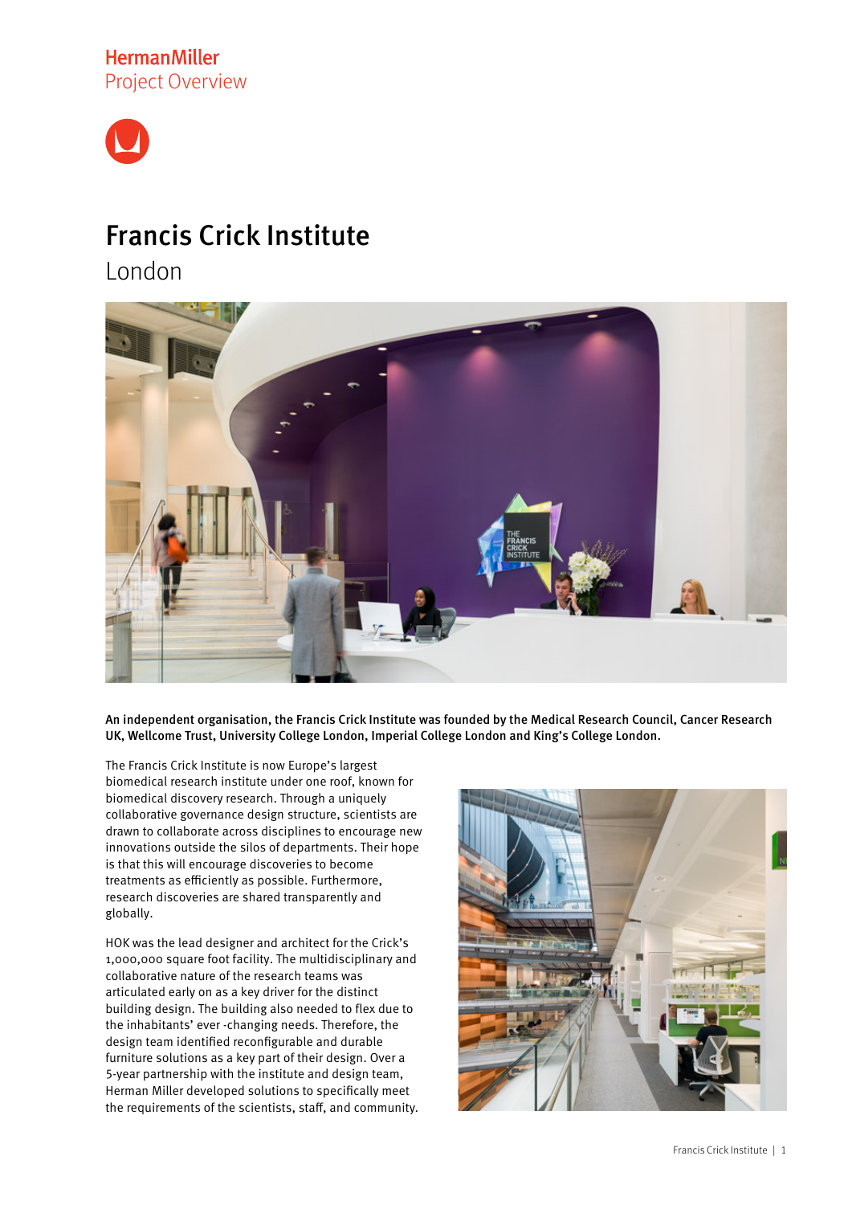HermanMiller
Project Overview

# Francis Crick Institute

## London

**An independent organisation, the Francis Crick Institute was founded by the Medical Research Council, Cancer Research UK, Wellcome Trust, University College London, Imperial College London and King's College London.**

The Francis Crick Institute is now Europe's largest biomedical research institute under one roof, known for biomedical discovery research. Through a uniquely collaborative governance design structure, scientists are drawn to collaborate across disciplines to encourage new innovations outside the silos of departments. Their hope is that this will encourage discoveries to become treatments as efficiently as possible. Furthermore, research discoveries are shared transparently and globally.

HOK was the lead designer and architect for the Crick's 1,000,000 square foot facility. The multidisciplinary and collaborative nature of the research teams was articulated early on as a key driver for the distinct building design. The building also needed to flex due to the inhabitants' ever -changing needs. Therefore, the design team identified reconfigurable and durable furniture solutions as a key part of their design. Over a 5-year partnership with the institute and design team, Herman Miller developed solutions to specifically meet the requirements of the scientists, staff, and community.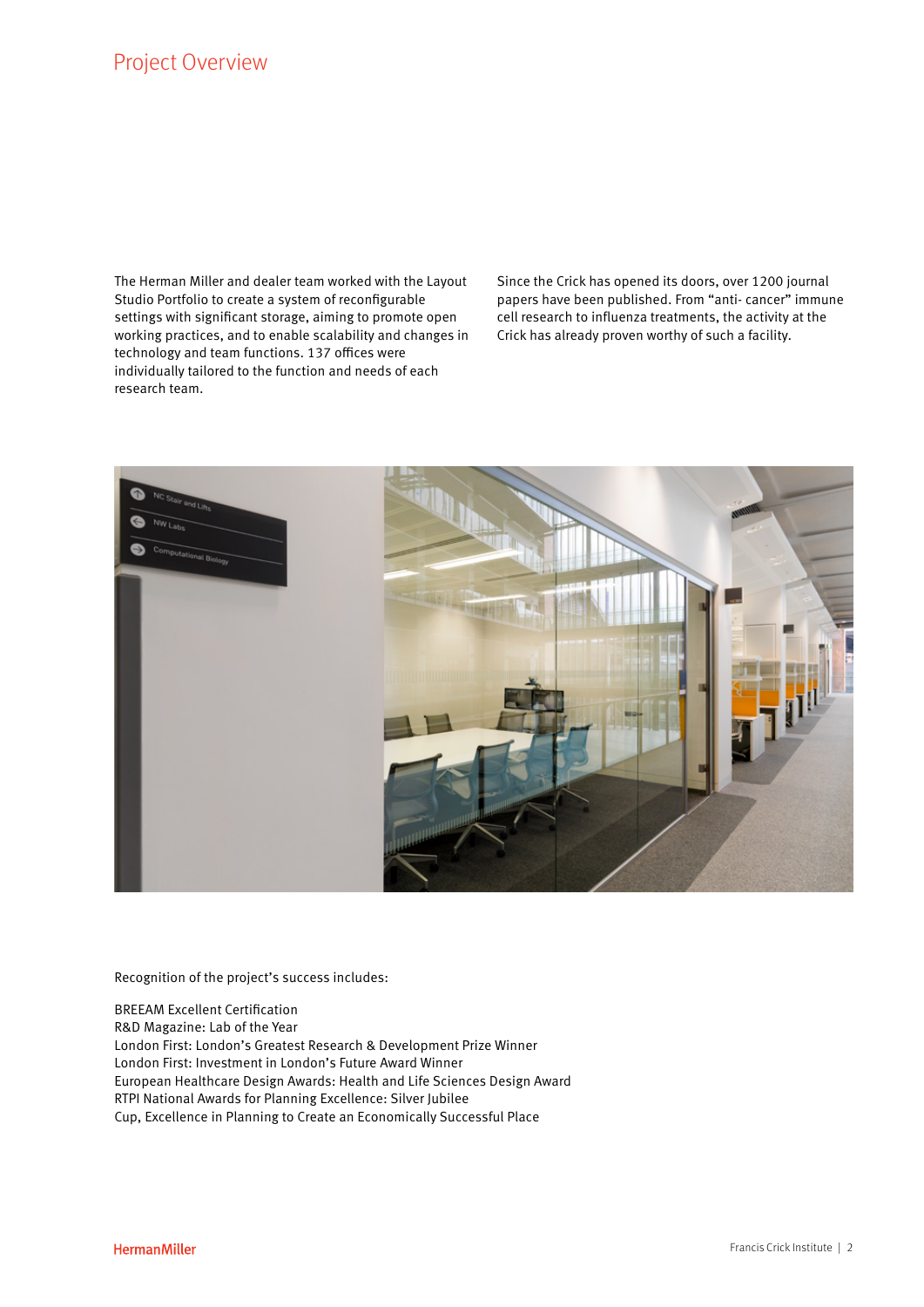# Project Overview

The Herman Miller and dealer team worked with the Layout Studio Portfolio to create a system of reconfigurable settings with significant storage, aiming to promote open working practices, and to enable scalability and changes in technology and team functions. 137 offices were individually tailored to the function and needs of each research team.

Since the Crick has opened its doors, over 1200 journal papers have been published. From "anti- cancer" immune cell research to influenza treatments, the activity at the Crick has already proven worthy of such a facility.

Recognition of the project's success includes:

BREEAM Excellent Certification
R&D Magazine: Lab of the Year
London First: London's Greatest Research & Development Prize Winner
London First: Investment in London's Future Award Winner
European Healthcare Design Awards: Health and Life Sciences Design Award
RTPI National Awards for Planning Excellence: Silver Jubilee
Cup, Excellence in Planning to Create an Economically Successful Place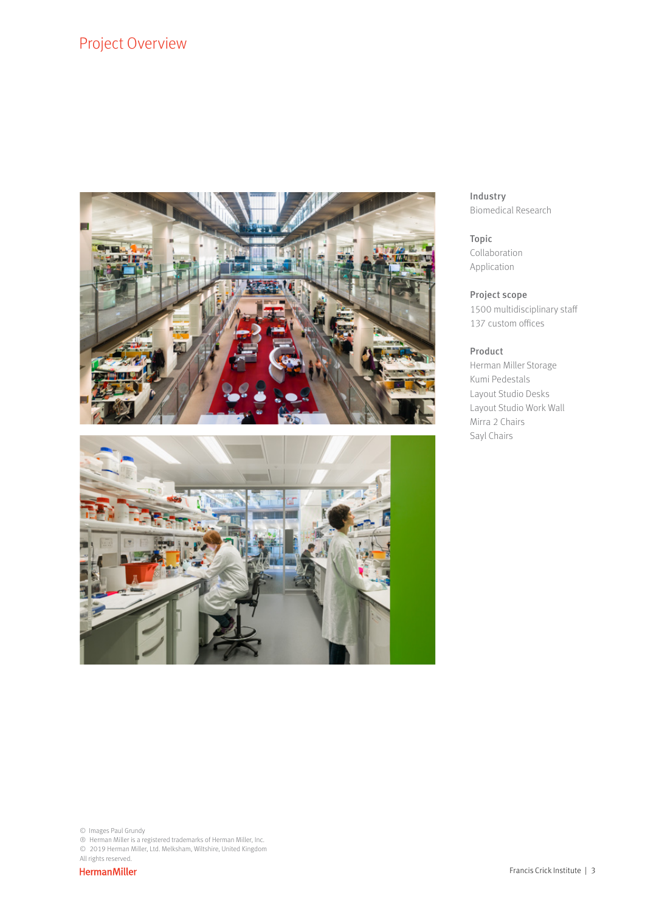# Project Overview

**Industry**
Biomedical Research

**Topic**
Collaboration
Application

**Project scope**
1500 multidisciplinary staff
137 custom offices

**Product**
Herman Miller Storage
Kumi Pedestals
Layout Studio Desks
Layout Studio Work Wall
Mirra 2 Chairs
Sayl Chairs

© Images Paul Grundy
® Herman Miller is a registered trademarks of Herman Miller, Inc.
© 2019 Herman Miller, Ltd. Melksham, Wiltshire, United Kingdom
All rights reserved.

HermanMiller